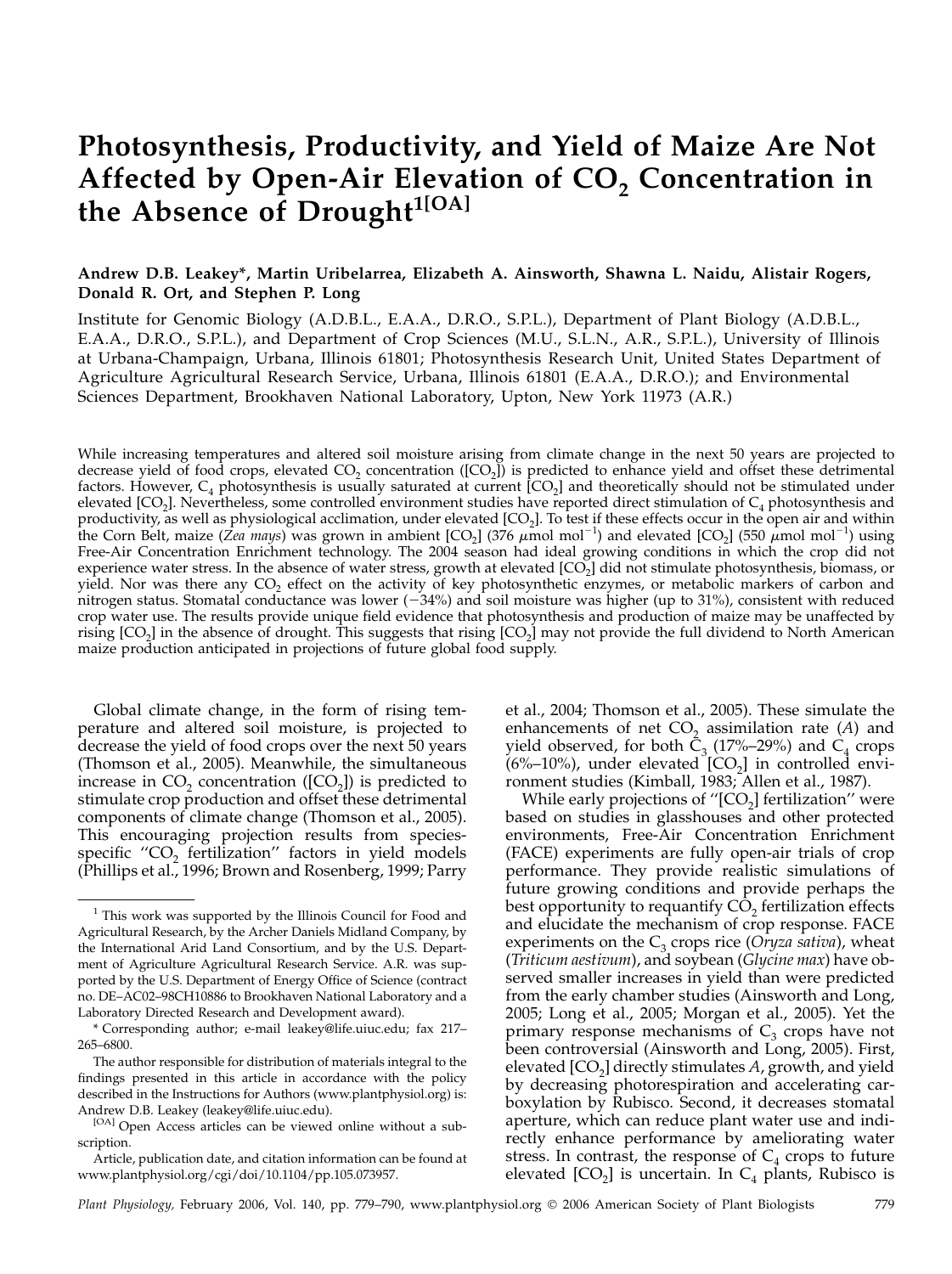# Photosynthesis, Productivity, and Yield of Maize Are Not Affected by Open-Air Elevation of $CO_2$ Concentration in the Absence of Drought[1[OA]]

**Andrew D.B. Leakey\*, Martin Uribelarrea, Elizabeth A. Ainsworth, Shawna L. Naidu, Alistair Rogers, Donald R. Ort, and Stephen P. Long**

Institute for Genomic Biology (A.D.B.L., E.A.A., D.R.O., S.P.L.), Department of Plant Biology (A.D.B.L., E.A.A., D.R.O., S.P.L.), and Department of Crop Sciences (M.U., S.L.N., A.R., S.P.L.), University of Illinois at Urbana-Champaign, Urbana, Illinois 61801; Photosynthesis Research Unit, United States Department of Agriculture Agricultural Research Service, Urbana, Illinois 61801 (E.A.A., D.R.O.); and Environmental Sciences Department, Brookhaven National Laboratory, Upton, New York 11973 (A.R.)

While increasing temperatures and altered soil moisture arising from climate change in the next 50 years are projected to decrease yield of food crops, elevated $CO_2$ concentration ($[CO_2]$) is predicted to enhance yield and offset these detrimental factors. However, $C_4$ photosynthesis is usually saturated at current $[CO_2]$ and theoretically should not be stimulated under elevated $[CO_2]$. Nevertheless, some controlled environment studies have reported direct stimulation of $C_4$ photosynthesis and productivity, as well as physiological acclimation, under elevated $[CO_2]$. To test if these effects occur in the open air and within the Corn Belt, maize (*Zea mays*) was grown in ambient $[CO_2]$ (376 $\mu$mol mol$^{-1}$) and elevated $[CO_2]$ (550 $\mu$mol mol$^{-1}$) using Free-Air Concentration Enrichment technology. The 2004 season had ideal growing conditions in which the crop did not experience water stress. In the absence of water stress, growth at elevated $[CO_2]$ did not stimulate photosynthesis, biomass, or yield. Nor was there any $CO_2$ effect on the activity of key photosynthetic enzymes, or metabolic markers of carbon and nitrogen status. Stomatal conductance was lower (−34%) and soil moisture was higher (up to 31%), consistent with reduced crop water use. The results provide unique field evidence that photosynthesis and production of maize may be unaffected by rising $[CO_2]$ in the absence of drought. This suggests that rising $[CO_2]$ may not provide the full dividend to North American maize production anticipated in projections of future global food supply.

Global climate change, in the form of rising temperature and altered soil moisture, is projected to decrease the yield of food crops over the next 50 years (Thomson et al., 2005). Meanwhile, the simultaneous increase in $CO_2$ concentration ($[CO_2]$) is predicted to stimulate crop production and offset these detrimental components of climate change (Thomson et al., 2005). This encouraging projection results from species-specific "$CO_2$ fertilization" factors in yield models (Phillips et al., 1996; Brown and Rosenberg, 1999; Parry et al., 2004; Thomson et al., 2005). These simulate the enhancements of net $CO_2$ assimilation rate (*A*) and yield observed, for both $C_3$ (17%–29%) and $C_4$ crops (6%–10%), under elevated $[CO_2]$ in controlled environment studies (Kimball, 1983; Allen et al., 1987).

While early projections of "$[CO_2]$ fertilization" were based on studies in glasshouses and other protected environments, Free-Air Concentration Enrichment (FACE) experiments are fully open-air trials of crop performance. They provide realistic simulations of future growing conditions and provide perhaps the best opportunity to requantify $CO_2$ fertilization effects and elucidate the mechanism of crop response. FACE experiments on the $C_3$ crops rice (*Oryza sativa*), wheat (*Triticum aestivum*), and soybean (*Glycine max*) have observed smaller increases in yield than were predicted from the early chamber studies (Ainsworth and Long, 2005; Long et al., 2005; Morgan et al., 2005). Yet the primary response mechanisms of $C_3$ crops have not been controversial (Ainsworth and Long, 2005). First, elevated $[CO_2]$ directly stimulates *A*, growth, and yield by decreasing photorespiration and accelerating carboxylation by Rubisco. Second, it decreases stomatal aperture, which can reduce plant water use and indirectly enhance performance by ameliorating water stress. In contrast, the response of $C_4$ crops to future elevated $[CO_2]$ is uncertain. In $C_4$ plants, Rubisco is

---

[1] This work was supported by the Illinois Council for Food and Agricultural Research, by the Archer Daniels Midland Company, by the International Arid Land Consortium, and by the U.S. Department of Agriculture Agricultural Research Service. A.R. was supported by the U.S. Department of Energy Office of Science (contract no. DE–AC02–98CH10886 to Brookhaven National Laboratory and a Laboratory Directed Research and Development award).

\* Corresponding author; e-mail leakey@life.uiuc.edu; fax 217–265–6800.

The author responsible for distribution of materials integral to the findings presented in this article in accordance with the policy described in the Instructions for Authors (www.plantphysiol.org) is: Andrew D.B. Leakey (leakey@life.uiuc.edu).

[OA] Open Access articles can be viewed online without a subscription.

Article, publication date, and citation information can be found at www.plantphysiol.org/cgi/doi/10.1104/pp.105.073957.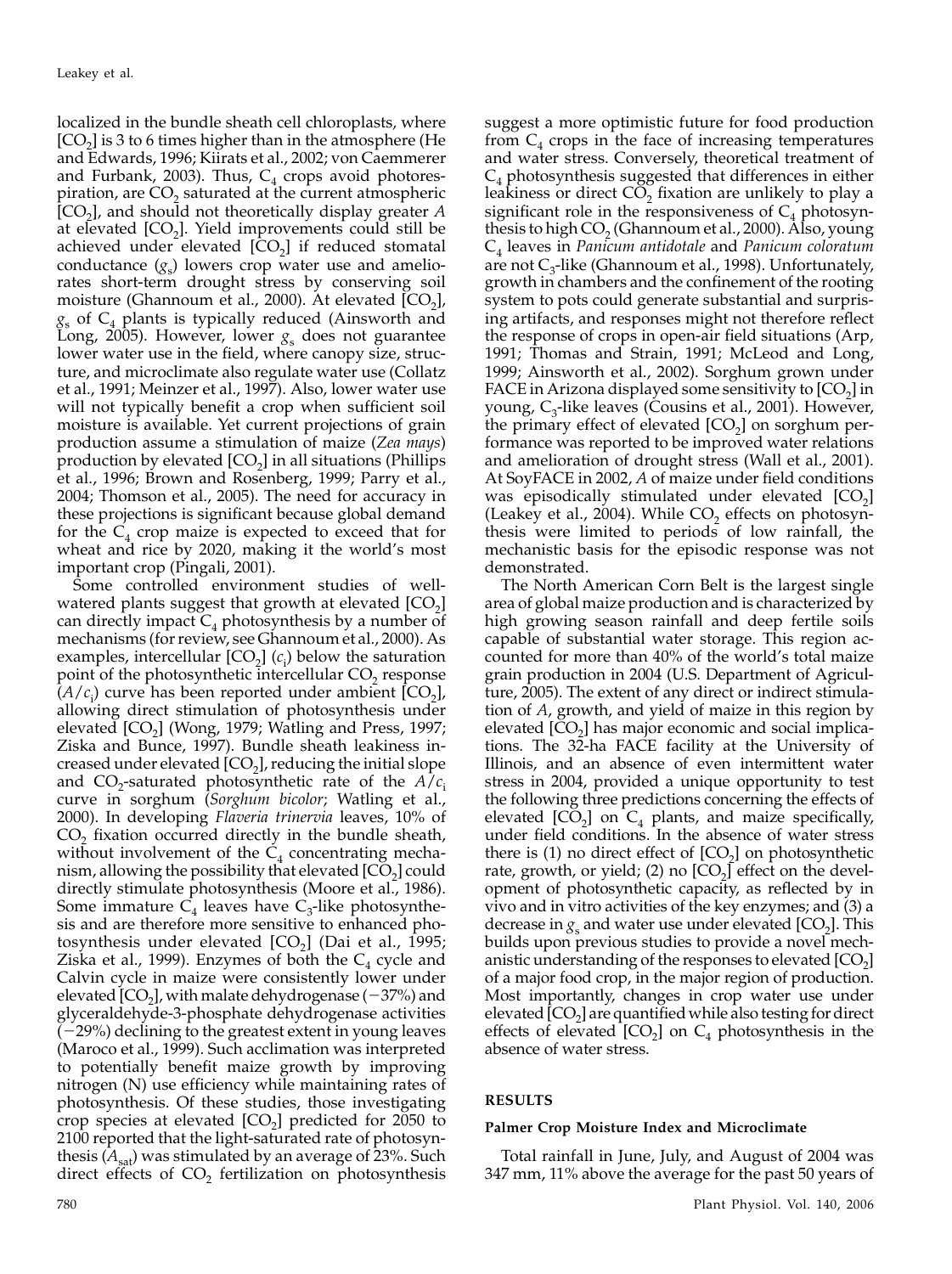localized in the bundle sheath cell chloroplasts, where [$CO_2$] is 3 to 6 times higher than in the atmosphere (He and Edwards, 1996; Kiirats et al., 2002; von Caemmerer and Furbank, 2003). Thus, $C_4$ crops avoid photorespiration, are $CO_2$ saturated at the current atmospheric [$CO_2$], and should not theoretically display greater *A* at elevated [$CO_2$]. Yield improvements could still be achieved under elevated [$CO_2$] if reduced stomatal conductance ($g_s$) lowers crop water use and ameliorates short-term drought stress by conserving soil moisture (Ghannoum et al., 2000). At elevated [$CO_2$], $g_s$ of $C_4$ plants is typically reduced (Ainsworth and Long, 2005). However, lower $g_s$ does not guarantee lower water use in the field, where canopy size, structure, and microclimate also regulate water use (Collatz et al., 1991; Meinzer et al., 1997). Also, lower water use will not typically benefit a crop when sufficient soil moisture is available. Yet current projections of grain production assume a stimulation of maize (*Zea mays*) production by elevated [$CO_2$] in all situations (Phillips et al., 1996; Brown and Rosenberg, 1999; Parry et al., 2004; Thomson et al., 2005). The need for accuracy in these projections is significant because global demand for the $C_4$ crop maize is expected to exceed that for wheat and rice by 2020, making it the world's most important crop (Pingali, 2001).

Some controlled environment studies of well-watered plants suggest that growth at elevated [$CO_2$] can directly impact $C_4$ photosynthesis by a number of mechanisms (for review, see Ghannoum et al., 2000). As examples, intercellular [$CO_2$] ($c_i$) below the saturation point of the photosynthetic intercellular $CO_2$ response ($A/c_i$) curve has been reported under ambient [$CO_2$], allowing direct stimulation of photosynthesis under elevated [$CO_2$] (Wong, 1979; Watling and Press, 1997; Ziska and Bunce, 1997). Bundle sheath leakiness increased under elevated [$CO_2$], reducing the initial slope and $CO_2$-saturated photosynthetic rate of the $A/c_i$ curve in sorghum (*Sorghum bicolor*; Watling et al., 2000). In developing *Flaveria trinervia* leaves, 10% of $CO_2$ fixation occurred directly in the bundle sheath, without involvement of the $C_4$ concentrating mechanism, allowing the possibility that elevated [$CO_2$] could directly stimulate photosynthesis (Moore et al., 1986). Some immature $C_4$ leaves have $C_3$-like photosynthesis and are therefore more sensitive to enhanced photosynthesis under elevated [$CO_2$] (Dai et al., 1995; Ziska et al., 1999). Enzymes of both the $C_4$ cycle and Calvin cycle in maize were consistently lower under elevated [$CO_2$], with malate dehydrogenase (−37%) and glyceraldehyde-3-phosphate dehydrogenase activities (−29%) declining to the greatest extent in young leaves (Maroco et al., 1999). Such acclimation was interpreted to potentially benefit maize growth by improving nitrogen (N) use efficiency while maintaining rates of photosynthesis. Of these studies, those investigating crop species at elevated [$CO_2$] predicted for 2050 to 2100 reported that the light-saturated rate of photosynthesis ($A_{sat}$) was stimulated by an average of 23%. Such direct effects of $CO_2$ fertilization on photosynthesis suggest a more optimistic future for food production from $C_4$ crops in the face of increasing temperatures and water stress. Conversely, theoretical treatment of $C_4$ photosynthesis suggested that differences in either leakiness or direct $CO_2$ fixation are unlikely to play a significant role in the responsiveness of $C_4$ photosynthesis to high $CO_2$ (Ghannoum et al., 2000). Also, young $C_4$ leaves in *Panicum antidotale* and *Panicum coloratum* are not $C_3$-like (Ghannoum et al., 1998). Unfortunately, growth in chambers and the confinement of the rooting system to pots could generate substantial and surprising artifacts, and responses might not therefore reflect the response of crops in open-air field situations (Arp, 1991; Thomas and Strain, 1991; McLeod and Long, 1999; Ainsworth et al., 2002). Sorghum grown under FACE in Arizona displayed some sensitivity to [$CO_2$] in young, $C_3$-like leaves (Cousins et al., 2001). However, the primary effect of elevated [$CO_2$] on sorghum performance was reported to be improved water relations and amelioration of drought stress (Wall et al., 2001). At SoyFACE in 2002, *A* of maize under field conditions was episodically stimulated under elevated [$CO_2$] (Leakey et al., 2004). While $CO_2$ effects on photosynthesis were limited to periods of low rainfall, the mechanistic basis for the episodic response was not demonstrated.

The North American Corn Belt is the largest single area of global maize production and is characterized by high growing season rainfall and deep fertile soils capable of substantial water storage. This region accounted for more than 40% of the world's total maize grain production in 2004 (U.S. Department of Agriculture, 2005). The extent of any direct or indirect stimulation of *A*, growth, and yield of maize in this region by elevated [$CO_2$] has major economic and social implications. The 32-ha FACE facility at the University of Illinois, and an absence of even intermittent water stress in 2004, provided a unique opportunity to test the following three predictions concerning the effects of elevated [$CO_2$] on $C_4$ plants, and maize specifically, under field conditions. In the absence of water stress there is (1) no direct effect of [$CO_2$] on photosynthetic rate, growth, or yield; (2) no [$CO_2$] effect on the development of photosynthetic capacity, as reflected by in vivo and in vitro activities of the key enzymes; and (3) a decrease in $g_s$ and water use under elevated [$CO_2$]. This builds upon previous studies to provide a novel mechanistic understanding of the responses to elevated [$CO_2$] of a major food crop, in the major region of production. Most importantly, changes in crop water use under elevated [$CO_2$] are quantified while also testing for direct effects of elevated [$CO_2$] on $C_4$ photosynthesis in the absence of water stress.

## RESULTS

### Palmer Crop Moisture Index and Microclimate

Total rainfall in June, July, and August of 2004 was 347 mm, 11% above the average for the past 50 years of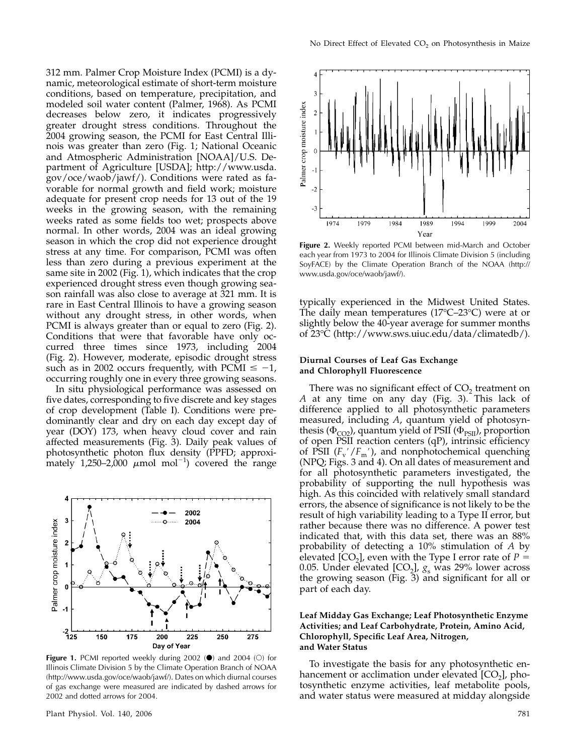312 mm. Palmer Crop Moisture Index (PCMI) is a dynamic, meteorological estimate of short-term moisture conditions, based on temperature, precipitation, and modeled soil water content (Palmer, 1968). As PCMI decreases below zero, it indicates progressively greater drought stress conditions. Throughout the 2004 growing season, the PCMI for East Central Illinois was greater than zero (Fig. 1; National Oceanic and Atmospheric Administration [NOAA]/U.S. Department of Agriculture [USDA]; http://www.usda.gov/oce/waob/jawf/). Conditions were rated as favorable for normal growth and field work; moisture adequate for present crop needs for 13 out of the 19 weeks in the growing season, with the remaining weeks rated as some fields too wet; prospects above normal. In other words, 2004 was an ideal growing season in which the crop did not experience drought stress at any time. For comparison, PCMI was often less than zero during a previous experiment at the same site in 2002 (Fig. 1), which indicates that the crop experienced drought stress even though growing season rainfall was also close to average at 321 mm. It is rare in East Central Illinois to have a growing season without any drought stress, in other words, when PCMI is always greater than or equal to zero (Fig. 2). Conditions that were that favorable have only occurred three times since 1973, including 2004 (Fig. 2). However, moderate, episodic drought stress such as in 2002 occurs frequently, with PCMI $\leq -1$, occurring roughly one in every three growing seasons.

In situ physiological performance was assessed on five dates, corresponding to five discrete and key stages of crop development (Table I). Conditions were predominantly clear and dry on each day except day of year (DOY) 173, when heavy cloud cover and rain affected measurements (Fig. 3). Daily peak values of photosynthetic photon flux density (PPFD; approximately 1,250–2,000 $\mu$mol mol$^{-1}$) covered the range typically experienced in the Midwest United States. The daily mean temperatures (17°C–23°C) were at or slightly below the 40-year average for summer months of 23°C (http://www.sws.uiuc.edu/data/climatedb/).

**Figure 1.** PCMI reported weekly during 2002 (●) and 2004 (○) for Illinois Climate Division 5 by the Climate Operation Branch of NOAA (http://www.usda.gov/oce/waob/jawf/). Dates on which diurnal courses of gas exchange were measured are indicated by dashed arrows for 2002 and dotted arrows for 2004.

**Figure 2.** Weekly reported PCMI between mid-March and October each year from 1973 to 2004 for Illinois Climate Division 5 (including SoyFACE) by the Climate Operation Branch of the NOAA (http://www.usda.gov/oce/waob/jawf/).

#### Diurnal Courses of Leaf Gas Exchange and Chlorophyll Fluorescence

There was no significant effect of $CO_2$ treatment on $A$ at any time on any day (Fig. 3). This lack of difference applied to all photosynthetic parameters measured, including $A$, quantum yield of photosynthesis ($\Phi_{CO2}$), quantum yield of PSII ($\Phi_{PSII}$), proportion of open PSII reaction centers (qP), intrinsic efficiency of PSII ($F_v'/F_m'$), and nonphotochemical quenching (NPQ; Figs. 3 and 4). On all dates of measurement and for all photosynthetic parameters investigated, the probability of supporting the null hypothesis was high. As this coincided with relatively small standard errors, the absence of significance is not likely to be the result of high variability leading to a Type II error, but rather because there was no difference. A power test indicated that, with this data set, there was an 88% probability of detecting a 10% stimulation of $A$ by elevated [$CO_2$], even with the Type I error rate of $P = 0.05$. Under elevated [$CO_2$], $g_s$ was 29% lower across the growing season (Fig. 3) and significant for all or part of each day.

#### Leaf Midday Gas Exchange; Leaf Photosynthetic Enzyme Activities; and Leaf Carbohydrate, Protein, Amino Acid, Chlorophyll, Specific Leaf Area, Nitrogen, and Water Status

To investigate the basis for any photosynthetic enhancement or acclimation under elevated [$CO_2$], photosynthetic enzyme activities, leaf metabolite pools, and water status were measured at midday alongside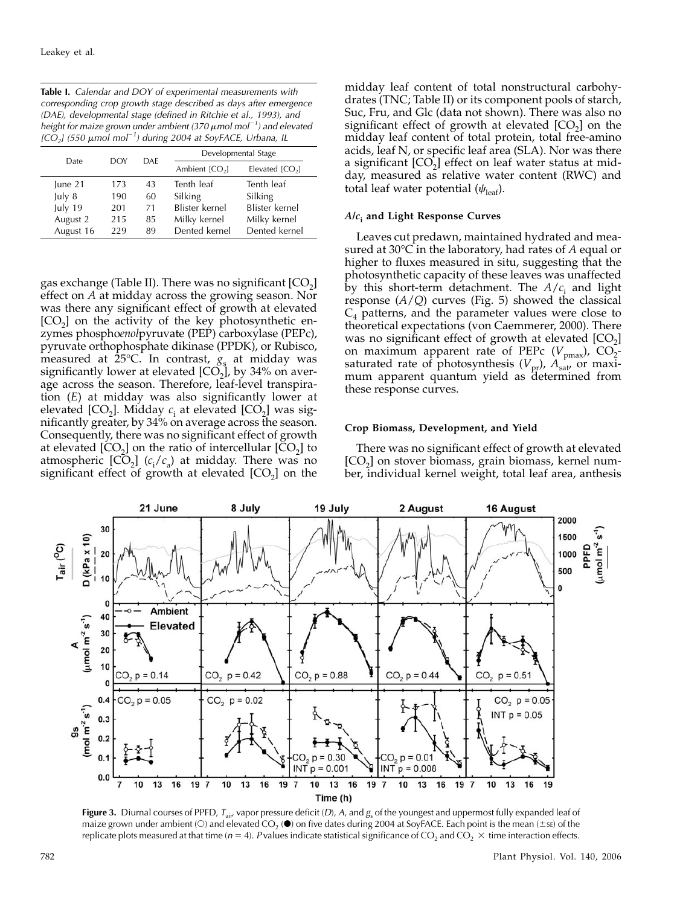**Table I.** *Calendar and DOY of experimental measurements with corresponding crop growth stage described as days after emergence (DAE), developmental stage (defined in Ritchie et al., 1993), and height for maize grown under ambient (370 μmol mol$^{-1}$) and elevated [$CO_2$] (550 μmol mol$^{-1}$) during 2004 at SoyFACE, Urbana, IL*

| Date | DOY | DAE | Developmental Stage | |
|---|---|---|---|---|
| | | | Ambient [$CO_2$] | Elevated [$CO_2$] |
| June 21 | 173 | 43 | Tenth leaf | Tenth leaf |
| July 8 | 190 | 60 | Silking | Silking |
| July 19 | 201 | 71 | Blister kernel | Blister kernel |
| August 2 | 215 | 85 | Milky kernel | Milky kernel |
| August 16 | 229 | 89 | Dented kernel | Dented kernel |

gas exchange (Table II). There was no significant [$CO_2$] effect on *A* at midday across the growing season. Nor was there any significant effect of growth at elevated [$CO_2$] on the activity of the key photosynthetic enzymes phospho*enol*pyruvate (PEP) carboxylase (PEPc), pyruvate orthophosphate dikinase (PPDK), or Rubisco, measured at 25°C. In contrast, $g_s$ at midday was significantly lower at elevated [$CO_2$], by 34% on average across the season. Therefore, leaf-level transpiration (*E*) at midday was also significantly lower at elevated [$CO_2$]. Midday $c_i$ at elevated [$CO_2$] was significantly greater, by 34% on average across the season. Consequently, there was no significant effect of growth at elevated [$CO_2$] on the ratio of intercellular [$CO_2$] to atmospheric [$CO_2$] ($c_i/c_a$) at midday. There was no significant effect of growth at elevated [$CO_2$] on the midday leaf content of total nonstructural carbohydrates (TNC; Table II) or its component pools of starch, Suc, Fru, and Glc (data not shown). There was also no significant effect of growth at elevated [$CO_2$] on the midday leaf content of total protein, total free-amino acids, leaf N, or specific leaf area (SLA). Nor was there a significant [$CO_2$] effect on leaf water status at midday, measured as relative water content (RWC) and total leaf water potential ($\psi_{leaf}$).

### $A/c_i$ and Light Response Curves

Leaves cut predawn, maintained hydrated and measured at 30°C in the laboratory, had rates of *A* equal or higher to fluxes measured in situ, suggesting that the photosynthetic capacity of these leaves was unaffected by this short-term detachment. The $A/c_i$ and light response ($A/Q$) curves (Fig. 5) showed the classical $C_4$ patterns, and the parameter values were close to theoretical expectations (von Caemmerer, 2000). There was no significant effect of growth at elevated [$CO_2$] on maximum apparent rate of PEPc ($V_{pmax}$), $CO_2$-saturated rate of photosynthesis ($V_{pr}$), $A_{sat}$, or maximum apparent quantum yield as determined from these response curves.

### Crop Biomass, Development, and Yield

There was no significant effect of growth at elevated [$CO_2$] on stover biomass, grain biomass, kernel number, individual kernel weight, total leaf area, anthesis

**Figure 3.** Diurnal courses of PPFD, $T_{air}$, vapor pressure deficit (*D*), *A*, and $g_s$ of the youngest and uppermost fully expanded leaf of maize grown under ambient (○) and elevated $CO_2$ (●) on five dates during 2004 at SoyFACE. Each point is the mean (±SE) of the replicate plots measured at that time (*n* = 4). *P* values indicate statistical significance of $CO_2$ and $CO_2$ × time interaction effects.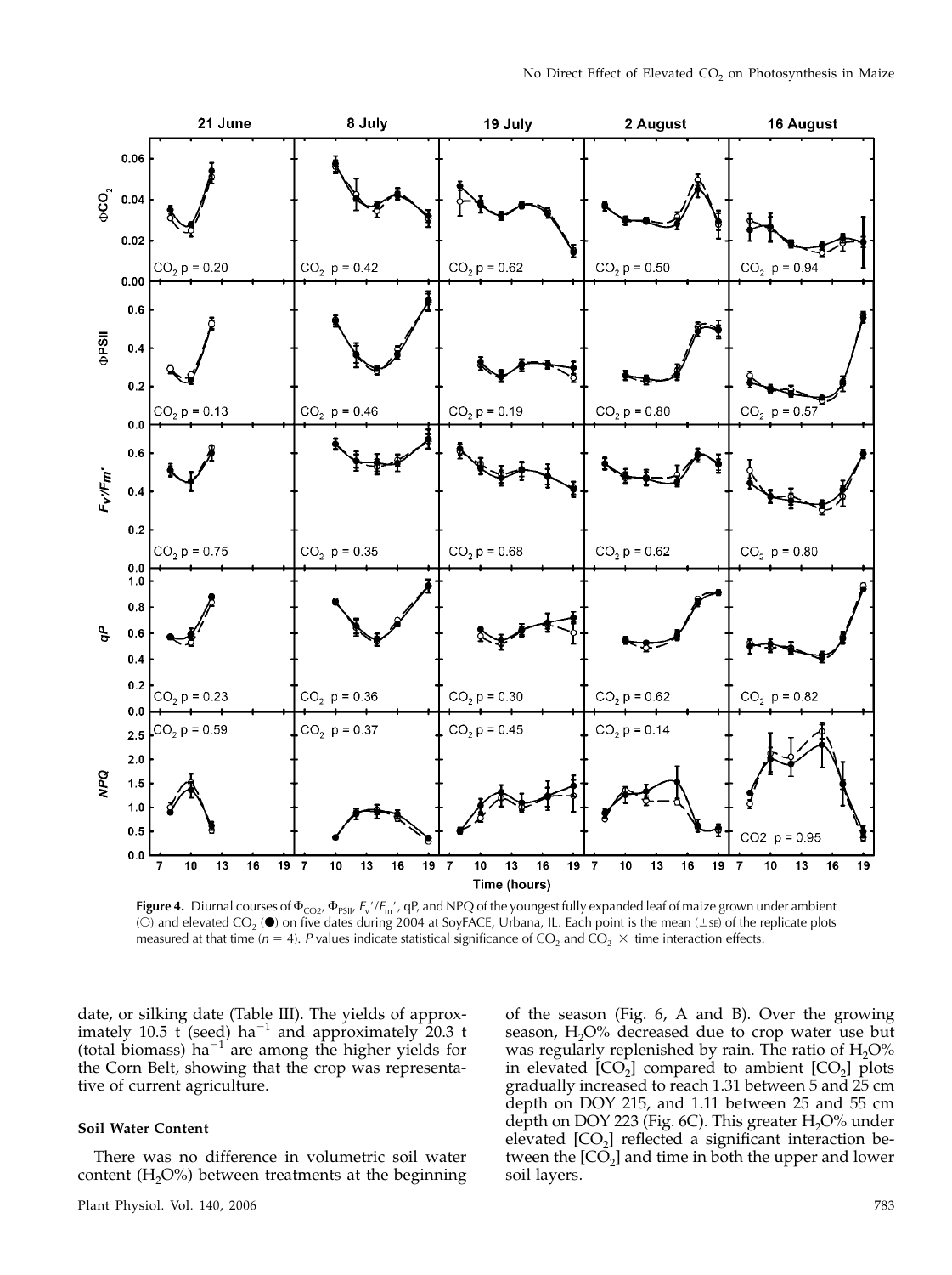**Figure 4.** Diurnal courses of $\Phi_{CO2}$, $\Phi_{PSII}$, $F_v'/F_m'$, qP, and NPQ of the youngest fully expanded leaf of maize grown under ambient (○) and elevated $CO_2$ (●) on five dates during 2004 at SoyFACE, Urbana, IL. Each point is the mean (±SE) of the replicate plots measured at that time ($n = 4$). *P* values indicate statistical significance of $CO_2$ and $CO_2 \times$ time interaction effects.

date, or silking date (Table III). The yields of approximately 10.5 t (seed) $ha^{-1}$ and approximately 20.3 t (total biomass) $ha^{-1}$ are among the higher yields for the Corn Belt, showing that the crop was representative of current agriculture.

### Soil Water Content

There was no difference in volumetric soil water content ($H_2O\%$) between treatments at the beginning of the season (Fig. 6, A and B). Over the growing season, $H_2O\%$ decreased due to crop water use but was regularly replenished by rain. The ratio of $H_2O\%$ in elevated [$CO_2$] compared to ambient [$CO_2$] plots gradually increased to reach 1.31 between 5 and 25 cm depth on DOY 215, and 1.11 between 25 and 55 cm depth on DOY 223 (Fig. 6C). This greater $H_2O\%$ under elevated [$CO_2$] reflected a significant interaction between the [$CO_2$] and time in both the upper and lower soil layers.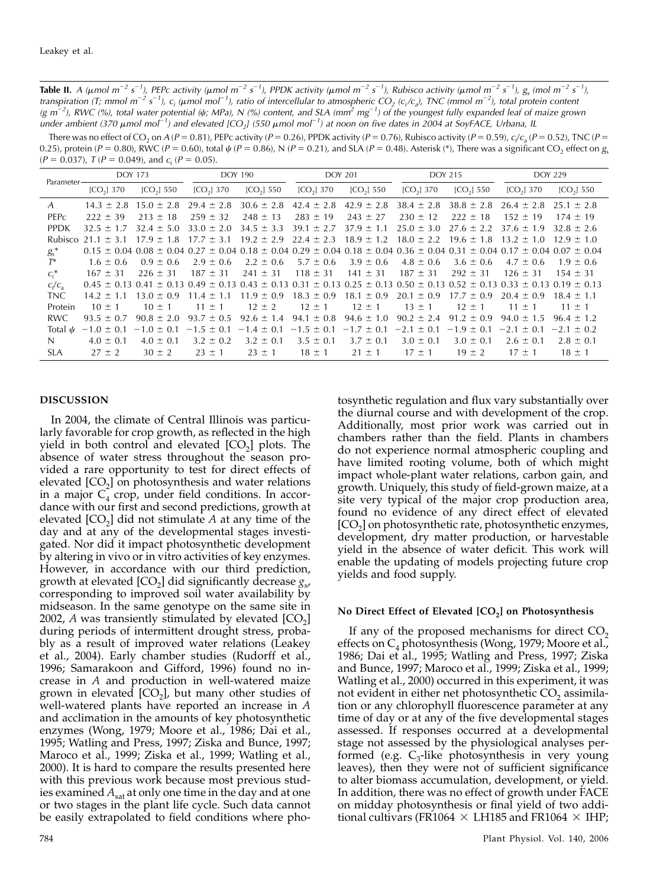**Table II.** *A* (μmol m$^{-2}$ s$^{-1}$), PEPc activity (μmol m$^{-2}$ s$^{-1}$), PPDK activity (μmol m$^{-2}$ s$^{-1}$), Rubisco activity (μmol m$^{-2}$ s$^{-1}$), $g_s$ (mol m$^{-2}$ s$^{-1}$), transpiration (*T*; mmol m$^{-2}$ s$^{-1}$), $c_i$ (μmol mol$^{-1}$), ratio of intercellular to atmospheric $CO_2$ ($c_i/c_a$), TNC (mmol m$^{-2}$), total protein content (g m$^{-2}$), RWC (%), total water potential (ψ; MPa), N (%) content, and SLA (mm$^2$ mg$^{-1}$) of the youngest fully expanded leaf of maize grown under ambient (370 μmol mol$^{-1}$) and elevated [$CO_2$] (550 μmol mol$^{-1}$) at noon on five dates in 2004 at SoyFACE, Urbana, IL

There was no effect of $CO_2$ on *A* ($P$ = 0.81), PEPc activity ($P$ = 0.26), PPDK activity ($P$ = 0.76), Rubisco activity ($P$ = 0.59), $c_i/c_a$ ($P$ = 0.52), TNC ($P$ = 0.25), protein ($P$ = 0.80), RWC ($P$ = 0.60), total ψ ($P$ = 0.86), N ($P$ = 0.21), and SLA ($P$ = 0.48). Asterisk (*), There was a significant $CO_2$ effect on $g_s$ ($P$ = 0.037), *T* ($P$ = 0.049), and $c_i$ ($P$ = 0.05).

| Parameter | DOY 173 | | DOY 190 | | DOY 201 | | DOY 215 | | DOY 229 | |
|---|---|---|---|---|---|---|---|---|---|---|
| | [$CO_2$] 370 | [$CO_2$] 550 | [$CO_2$] 370 | [$CO_2$] 550 | [$CO_2$] 370 | [$CO_2$] 550 | [$CO_2$] 370 | [$CO_2$] 550 | [$CO_2$] 370 | [$CO_2$] 550 |
| *A* | 14.3 ± 2.8 | 15.0 ± 2.8 | 29.4 ± 2.8 | 30.6 ± 2.8 | 42.4 ± 2.8 | 42.9 ± 2.8 | 38.4 ± 2.8 | 38.8 ± 2.8 | 26.4 ± 2.8 | 25.1 ± 2.8 |
| PEPc | 222 ± 39 | 213 ± 18 | 259 ± 32 | 248 ± 13 | 283 ± 19 | 243 ± 27 | 230 ± 12 | 222 ± 18 | 152 ± 19 | 174 ± 19 |
| PPDK | 32.5 ± 1.7 | 32.4 ± 5.0 | 33.0 ± 2.0 | 34.5 ± 3.3 | 39.1 ± 2.7 | 37.9 ± 1.1 | 25.0 ± 3.0 | 27.6 ± 2.2 | 37.6 ± 1.9 | 32.8 ± 2.6 |
| Rubisco | 21.1 ± 3.1 | 17.9 ± 1.8 | 17.7 ± 3.1 | 19.2 ± 2.9 | 22.4 ± 2.3 | 18.9 ± 1.2 | 18.0 ± 2.2 | 19.6 ± 1.8 | 13.2 ± 1.0 | 12.9 ± 1.0 |
| $g_s$* | 0.15 ± 0.04 | 0.08 ± 0.04 | 0.27 ± 0.04 | 0.18 ± 0.04 | 0.29 ± 0.04 | 0.18 ± 0.04 | 0.36 ± 0.04 | 0.31 ± 0.04 | 0.17 ± 0.04 | 0.07 ± 0.04 |
| *T** | 1.6 ± 0.6 | 0.9 ± 0.6 | 2.9 ± 0.6 | 2.2 ± 0.6 | 5.7 ± 0.6 | 3.9 ± 0.6 | 4.8 ± 0.6 | 3.6 ± 0.6 | 4.7 ± 0.6 | 1.9 ± 0.6 |
| $c_i$* | 167 ± 31 | 226 ± 31 | 187 ± 31 | 241 ± 31 | 118 ± 31 | 141 ± 31 | 187 ± 31 | 292 ± 31 | 126 ± 31 | 154 ± 31 |
| $c_i/c_a$ | 0.45 ± 0.13 | 0.41 ± 0.13 | 0.49 ± 0.13 | 0.43 ± 0.13 | 0.31 ± 0.13 | 0.25 ± 0.13 | 0.50 ± 0.13 | 0.52 ± 0.13 | 0.33 ± 0.13 | 0.19 ± 0.13 |
| TNC | 14.2 ± 1.1 | 13.0 ± 0.9 | 11.4 ± 1.1 | 11.9 ± 0.9 | 18.3 ± 0.9 | 18.1 ± 0.9 | 20.1 ± 0.9 | 17.7 ± 0.9 | 20.4 ± 0.9 | 18.4 ± 1.1 |
| Protein | 10 ± 1 | 10 ± 1 | 11 ± 1 | 12 ± 2 | 12 ± 1 | 12 ± 1 | 13 ± 1 | 12 ± 1 | 11 ± 1 | 11 ± 1 |
| RWC | 93.5 ± 0.7 | 90.8 ± 2.0 | 93.7 ± 0.5 | 92.6 ± 1.4 | 94.1 ± 0.8 | 94.6 ± 1.0 | 90.2 ± 2.4 | 91.2 ± 0.9 | 94.0 ± 1.5 | 96.4 ± 1.2 |
| Total ψ | −1.0 ± 0.1 | −1.0 ± 0.1 | −1.5 ± 0.1 | −1.4 ± 0.1 | −1.5 ± 0.1 | −1.7 ± 0.1 | −2.1 ± 0.1 | −1.9 ± 0.1 | −2.1 ± 0.1 | −2.1 ± 0.2 |
| N | 4.0 ± 0.1 | 4.0 ± 0.1 | 3.2 ± 0.2 | 3.2 ± 0.1 | 3.5 ± 0.1 | 3.7 ± 0.1 | 3.0 ± 0.1 | 3.0 ± 0.1 | 2.6 ± 0.1 | 2.8 ± 0.1 |
| SLA | 27 ± 2 | 30 ± 2 | 23 ± 1 | 23 ± 1 | 18 ± 1 | 21 ± 1 | 17 ± 1 | 19 ± 2 | 17 ± 1 | 18 ± 1 |

## DISCUSSION

In 2004, the climate of Central Illinois was particularly favorable for crop growth, as reflected in the high yield in both control and elevated [$CO_2$] plots. The absence of water stress throughout the season provided a rare opportunity to test for direct effects of elevated [$CO_2$] on photosynthesis and water relations in a major $C_4$ crop, under field conditions. In accordance with our first and second predictions, growth at elevated [$CO_2$] did not stimulate *A* at any time of the day and at any of the developmental stages investigated. Nor did it impact photosynthetic development by altering in vivo or in vitro activities of key enzymes. However, in accordance with our third prediction, growth at elevated [$CO_2$] did significantly decrease $g_s$, corresponding to improved soil water availability by midseason. In the same genotype on the same site in 2002, *A* was transiently stimulated by elevated [$CO_2$] during periods of intermittent drought stress, probably as a result of improved water relations (Leakey et al., 2004). Early chamber studies (Rudorff et al., 1996; Samarakoon and Gifford, 1996) found no increase in *A* and production in well-watered maize grown in elevated [$CO_2$], but many other studies of well-watered plants have reported an increase in *A* and acclimation in the amounts of key photosynthetic enzymes (Wong, 1979; Moore et al., 1986; Dai et al., 1995; Watling and Press, 1997; Ziska and Bunce, 1997; Maroco et al., 1999; Ziska et al., 1999; Watling et al., 2000). It is hard to compare the results presented here with this previous work because most previous studies examined $A_{sat}$ at only one time in the day and at one or two stages in the plant life cycle. Such data cannot be easily extrapolated to field conditions where photosynthetic regulation and flux vary substantially over the diurnal course and with development of the crop. Additionally, most prior work was carried out in chambers rather than the field. Plants in chambers do not experience normal atmospheric coupling and have limited rooting volume, both of which might impact whole-plant water relations, carbon gain, and growth. Uniquely, this study of field-grown maize, at a site very typical of the major crop production area, found no evidence of any direct effect of elevated [$CO_2$] on photosynthetic rate, photosynthetic enzymes, development, dry matter production, or harvestable yield in the absence of water deficit. This work will enable the updating of models projecting future crop yields and food supply.

### No Direct Effect of Elevated [$CO_2$] on Photosynthesis

If any of the proposed mechanisms for direct $CO_2$ effects on $C_4$ photosynthesis (Wong, 1979; Moore et al., 1986; Dai et al., 1995; Watling and Press, 1997; Ziska and Bunce, 1997; Maroco et al., 1999; Ziska et al., 1999; Watling et al., 2000) occurred in this experiment, it was not evident in either net photosynthetic $CO_2$ assimilation or any chlorophyll fluorescence parameter at any time of day or at any of the five developmental stages assessed. If responses occurred at a developmental stage not assessed by the physiological analyses performed (e.g. $C_3$-like photosynthesis in very young leaves), then they were not of sufficient significance to alter biomass accumulation, development, or yield. In addition, there was no effect of growth under FACE on midday photosynthesis or final yield of two additional cultivars (FR1064 × LH185 and FR1064 × IHP;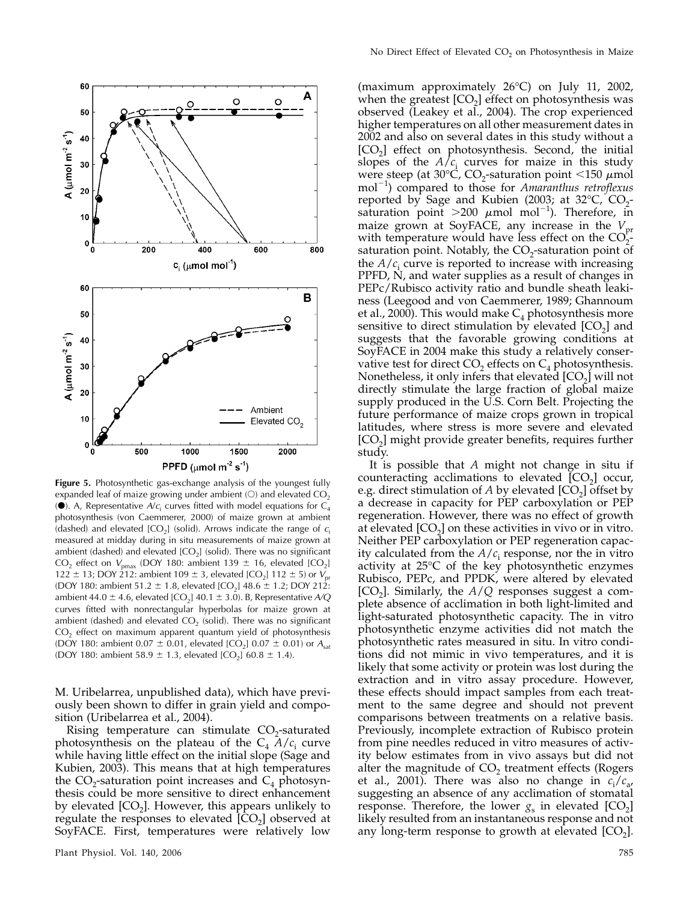**Figure 5.** Photosynthetic gas-exchange analysis of the youngest fully expanded leaf of maize growing under ambient (○) and elevated $CO_2$ (●). A, Representative $A/c_i$ curves fitted with model equations for $C_4$ photosynthesis (von Caemmerer, 2000) of maize grown at ambient (dashed) and elevated $[CO_2]$ (solid). Arrows indicate the range of $c_i$ measured at midday during in situ measurements of maize grown at ambient (dashed) and elevated $[CO_2]$ (solid). There was no significant $CO_2$ effect on $V_{pmax}$ (DOY 180: ambient 139 ± 16, elevated $[CO_2]$ 122 ± 13; DOY 212: ambient 109 ± 3, elevated $[CO_2]$ 112 ± 5) or $V_{pr}$ (DOY 180: ambient 51.2 ± 1.8, elevated $[CO_2]$ 48.6 ± 1.2; DOY 212: ambient 44.0 ± 4.6, elevated $[CO_2]$ 40.1 ± 3.0). B, Representative $A/Q$ curves fitted with nonrectangular hyperbolas for maize grown at ambient (dashed) and elevated $CO_2$ (solid). There was no significant $CO_2$ effect on maximum apparent quantum yield of photosynthesis (DOY 180: ambient 0.07 ± 0.01, elevated $[CO_2]$ 0.07 ± 0.01) or $A_{sat}$ (DOY 180: ambient 58.9 ± 1.3, elevated $[CO_2]$ 60.8 ± 1.4).

M. Uribelarrea, unpublished data), which have previously been shown to differ in grain yield and composition (Uribelarrea et al., 2004).

Rising temperature can stimulate $CO_2$-saturated photosynthesis on the plateau of the $C_4$ $A/c_i$ curve while having little effect on the initial slope (Sage and Kubien, 2003). This means that at high temperatures the $CO_2$-saturation point increases and $C_4$ photosynthesis could be more sensitive to direct enhancement by elevated $[CO_2]$. However, this appears unlikely to regulate the responses to elevated $[CO_2]$ observed at SoyFACE. First, temperatures were relatively low (maximum approximately 26°C) on July 11, 2002, when the greatest $[CO_2]$ effect on photosynthesis was observed (Leakey et al., 2004). The crop experienced higher temperatures on all other measurement dates in 2002 and also on several dates in this study without a $[CO_2]$ effect on photosynthesis. Second, the initial slopes of the $A/c_i$ curves for maize in this study were steep (at 30°C, $CO_2$-saturation point <150 $\mu$mol mol$^{-1}$) compared to those for *Amaranthus retroflexus* reported by Sage and Kubien (2003; at 32°C, $CO_2$-saturation point >200 $\mu$mol mol$^{-1}$). Therefore, in maize grown at SoyFACE, any increase in the $V_{pr}$ with temperature would have less effect on the $CO_2$-saturation point. Notably, the $CO_2$-saturation point of the $A/c_i$ curve is reported to increase with increasing PPFD, N, and water supplies as a result of changes in PEPc/Rubisco activity ratio and bundle sheath leakiness (Leegood and von Caemmerer, 1989; Ghannoum et al., 2000). This would make $C_4$ photosynthesis more sensitive to direct stimulation by elevated $[CO_2]$ and suggests that the favorable growing conditions at SoyFACE in 2004 make this study a relatively conservative test for direct $CO_2$ effects on $C_4$ photosynthesis. Nonetheless, it only infers that elevated $[CO_2]$ will not directly stimulate the large fraction of global maize supply produced in the U.S. Corn Belt. Projecting the future performance of maize crops grown in tropical latitudes, where stress is more severe and elevated $[CO_2]$ might provide greater benefits, requires further study.

It is possible that $A$ might not change in situ if counteracting acclimations to elevated $[CO_2]$ occur, e.g. direct stimulation of $A$ by elevated $[CO_2]$ offset by a decrease in capacity for PEP carboxylation or PEP regeneration. However, there was no effect of growth at elevated $[CO_2]$ on these activities in vivo or in vitro. Neither PEP carboxylation or PEP regeneration capacity calculated from the $A/c_i$ response, nor the in vitro activity at 25°C of the key photosynthetic enzymes Rubisco, PEPc, and PPDK, were altered by elevated $[CO_2]$. Similarly, the $A/Q$ responses suggest a complete absence of acclimation in both light-limited and light-saturated photosynthetic capacity. The in vitro photosynthetic enzyme activities did not match the photosynthetic rates measured in situ. In vitro conditions did not mimic in vivo temperatures, and it is likely that some activity or protein was lost during the extraction and in vitro assay procedure. However, these effects should impact samples from each treatment to the same degree and should not prevent comparisons between treatments on a relative basis. Previously, incomplete extraction of Rubisco protein from pine needles reduced in vitro measures of activity below estimates from in vivo assays but did not alter the magnitude of $CO_2$ treatment effects (Rogers et al., 2001). There was also no change in $c_i/c_a$, suggesting an absence of any acclimation of stomatal response. Therefore, the lower $g_s$ in elevated $[CO_2]$ likely resulted from an instantaneous response and not any long-term response to growth at elevated $[CO_2]$.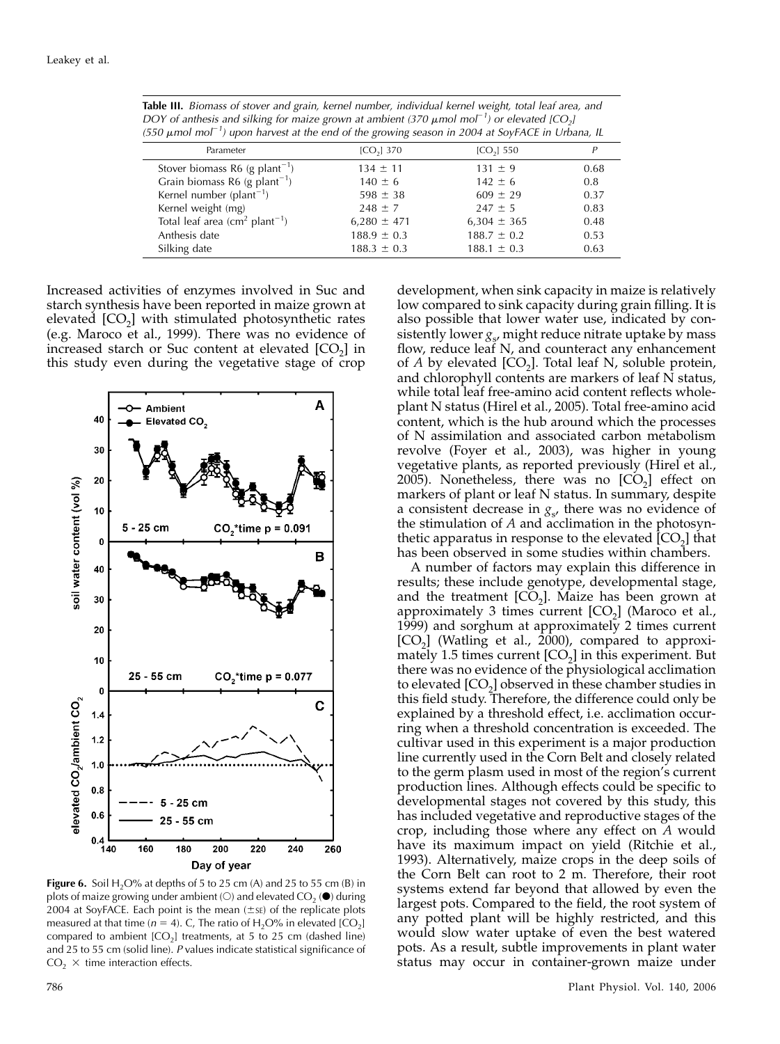**Table III.** *Biomass of stover and grain, kernel number, individual kernel weight, total leaf area, and DOY of anthesis and silking for maize grown at ambient (370 μmol mol$^{-1}$) or elevated [$CO_2$] (550 μmol mol$^{-1}$) upon harvest at the end of the growing season in 2004 at SoyFACE in Urbana, IL*

| Parameter | [$CO_2$] 370 | [$CO_2$] 550 | P |
|---|---|---|---|
| Stover biomass R6 (g plant$^{-1}$) | 134 ± 11 | 131 ± 9 | 0.68 |
| Grain biomass R6 (g plant$^{-1}$) | 140 ± 6 | 142 ± 6 | 0.8 |
| Kernel number (plant$^{-1}$) | 598 ± 38 | 609 ± 29 | 0.37 |
| Kernel weight (mg) | 248 ± 7 | 247 ± 5 | 0.83 |
| Total leaf area (cm$^2$ plant$^{-1}$) | 6,280 ± 471 | 6,304 ± 365 | 0.48 |
| Anthesis date | 188.9 ± 0.3 | 188.7 ± 0.2 | 0.53 |
| Silking date | 188.3 ± 0.3 | 188.1 ± 0.3 | 0.63 |

Increased activities of enzymes involved in Suc and starch synthesis have been reported in maize grown at elevated [$CO_2$] with stimulated photosynthetic rates (e.g. Maroco et al., 1999). There was no evidence of increased starch or Suc content at elevated [$CO_2$] in this study even during the vegetative stage of crop development, when sink capacity in maize is relatively low compared to sink capacity during grain filling. It is also possible that lower water use, indicated by consistently lower $g_s$, might reduce nitrate uptake by mass flow, reduce leaf N, and counteract any enhancement of $A$ by elevated [$CO_2$]. Total leaf N, soluble protein, and chlorophyll contents are markers of leaf N status, while total leaf free-amino acid content reflects whole-plant N status (Hirel et al., 2005). Total free-amino acid content, which is the hub around which the processes of N assimilation and associated carbon metabolism revolve (Foyer et al., 2003), was higher in young vegetative plants, as reported previously (Hirel et al., 2005). Nonetheless, there was no [$CO_2$] effect on markers of plant or leaf N status. In summary, despite a consistent decrease in $g_s$, there was no evidence of the stimulation of $A$ and acclimation in the photosynthetic apparatus in response to the elevated [$CO_2$] that has been observed in some studies within chambers.

**Figure 6.** Soil $H_2O$% at depths of 5 to 25 cm (A) and 25 to 55 cm (B) in plots of maize growing under ambient (○) and elevated $CO_2$ (●) during 2004 at SoyFACE. Each point is the mean (±SE) of the replicate plots measured at that time ($n = 4$). C, The ratio of $H_2O$% in elevated [$CO_2$] compared to ambient [$CO_2$] treatments, at 5 to 25 cm (dashed line) and 25 to 55 cm (solid line). $P$ values indicate statistical significance of $CO_2 \times$ time interaction effects.

A number of factors may explain this difference in results; these include genotype, developmental stage, and the treatment [$CO_2$]. Maize has been grown at approximately 3 times current [$CO_2$] (Maroco et al., 1999) and sorghum at approximately 2 times current [$CO_2$] (Watling et al., 2000), compared to approximately 1.5 times current [$CO_2$] in this experiment. But there was no evidence of the physiological acclimation to elevated [$CO_2$] observed in these chamber studies in this field study. Therefore, the difference could only be explained by a threshold effect, i.e. acclimation occurring when a threshold concentration is exceeded. The cultivar used in this experiment is a major production line currently used in the Corn Belt and closely related to the germ plasm used in most of the region's current production lines. Although effects could be specific to developmental stages not covered by this study, this has included vegetative and reproductive stages of the crop, including those where any effect on $A$ would have its maximum impact on yield (Ritchie et al., 1993). Alternatively, maize crops in the deep soils of the Corn Belt can root to 2 m. Therefore, their root systems extend far beyond that allowed by even the largest pots. Compared to the field, the root system of any potted plant will be highly restricted, and this would slow water uptake of even the best watered pots. As a result, subtle improvements in plant water status may occur in container-grown maize under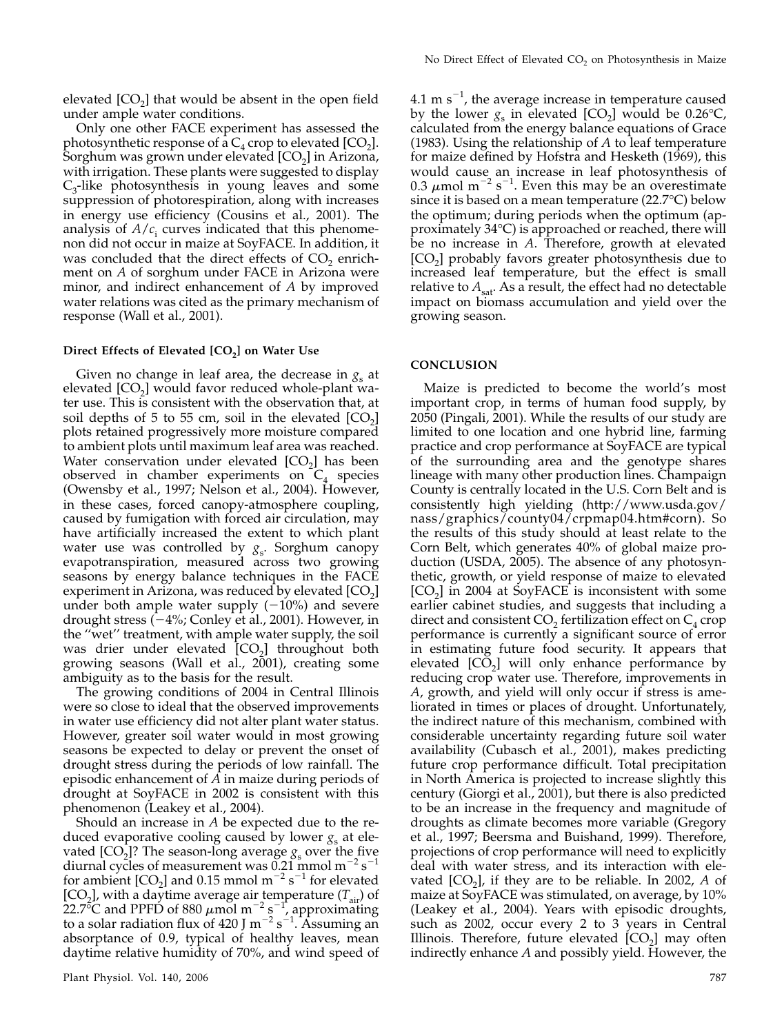elevated [$CO_2$] that would be absent in the open field under ample water conditions.

Only one other FACE experiment has assessed the photosynthetic response of a $C_4$ crop to elevated [$CO_2$]. Sorghum was grown under elevated [$CO_2$] in Arizona, with irrigation. These plants were suggested to display $C_3$-like photosynthesis in young leaves and some suppression of photorespiration, along with increases in energy use efficiency (Cousins et al., 2001). The analysis of $A/c_i$ curves indicated that this phenomenon did not occur in maize at SoyFACE. In addition, it was concluded that the direct effects of $CO_2$ enrichment on $A$ of sorghum under FACE in Arizona were minor, and indirect enhancement of $A$ by improved water relations was cited as the primary mechanism of response (Wall et al., 2001).

### Direct Effects of Elevated [$CO_2$] on Water Use

Given no change in leaf area, the decrease in $g_s$ at elevated [$CO_2$] would favor reduced whole-plant water use. This is consistent with the observation that, at soil depths of 5 to 55 cm, soil in the elevated [$CO_2$] plots retained progressively more moisture compared to ambient plots until maximum leaf area was reached. Water conservation under elevated [$CO_2$] has been observed in chamber experiments on $C_4$ species (Owensby et al., 1997; Nelson et al., 2004). However, in these cases, forced canopy-atmosphere coupling, caused by fumigation with forced air circulation, may have artificially increased the extent to which plant water use was controlled by $g_s$. Sorghum canopy evapotranspiration, measured across two growing seasons by energy balance techniques in the FACE experiment in Arizona, was reduced by elevated [$CO_2$] under both ample water supply ($-10\%$) and severe drought stress ($-4\%$; Conley et al., 2001). However, in the "wet" treatment, with ample water supply, the soil was drier under elevated [$CO_2$] throughout both growing seasons (Wall et al., 2001), creating some ambiguity as to the basis for the result.

The growing conditions of 2004 in Central Illinois were so close to ideal that the observed improvements in water use efficiency did not alter plant water status. However, greater soil water would in most growing seasons be expected to delay or prevent the onset of drought stress during the periods of low rainfall. The episodic enhancement of $A$ in maize during periods of drought at SoyFACE in 2002 is consistent with this phenomenon (Leakey et al., 2004).

Should an increase in $A$ be expected due to the reduced evaporative cooling caused by lower $g_s$ at elevated [$CO_2$]? The season-long average $g_s$ over the five diurnal cycles of measurement was 0.21 mmol $m^{-2}$ $s^{-1}$ for ambient [$CO_2$] and 0.15 mmol $m^{-2}$ $s^{-1}$ for elevated [$CO_2$], with a daytime average air temperature ($T_{air}$) of 22.7°C and PPFD of 880 $\mu$mol $m^{-2}$ $s^{-1}$, approximating to a solar radiation flux of 420 J $m^{-2}$ $s^{-1}$. Assuming an absorptance of 0.9, typical of healthy leaves, mean daytime relative humidity of 70%, and wind speed of 4.1 m $s^{-1}$, the average increase in temperature caused by the lower $g_s$ in elevated [$CO_2$] would be 0.26°C, calculated from the energy balance equations of Grace (1983). Using the relationship of $A$ to leaf temperature for maize defined by Hofstra and Hesketh (1969), this would cause an increase in leaf photosynthesis of 0.3 $\mu$mol $m^{-2}$ $s^{-1}$. Even this may be an overestimate since it is based on a mean temperature (22.7°C) below the optimum; during periods when the optimum (approximately 34°C) is approached or reached, there will be no increase in $A$. Therefore, growth at elevated [$CO_2$] probably favors greater photosynthesis due to increased leaf temperature, but the effect is small relative to $A_{sat}$. As a result, the effect had no detectable impact on biomass accumulation and yield over the growing season.

## CONCLUSION

Maize is predicted to become the world's most important crop, in terms of human food supply, by 2050 (Pingali, 2001). While the results of our study are limited to one location and one hybrid line, farming practice and crop performance at SoyFACE are typical of the surrounding area and the genotype shares lineage with many other production lines. Champaign County is centrally located in the U.S. Corn Belt and is consistently high yielding (http://www.usda.gov/nass/graphics/county04/crpmap04.htm#corn). So the results of this study should at least relate to the Corn Belt, which generates 40% of global maize production (USDA, 2005). The absence of any photosynthetic, growth, or yield response of maize to elevated [$CO_2$] in 2004 at SoyFACE is inconsistent with some earlier cabinet studies, and suggests that including a direct and consistent $CO_2$ fertilization effect on $C_4$ crop performance is currently a significant source of error in estimating future food security. It appears that elevated [$CO_2$] will only enhance performance by reducing crop water use. Therefore, improvements in $A$, growth, and yield will only occur if stress is ameliorated in times or places of drought. Unfortunately, the indirect nature of this mechanism, combined with considerable uncertainty regarding future soil water availability (Cubasch et al., 2001), makes predicting future crop performance difficult. Total precipitation in North America is projected to increase slightly this century (Giorgi et al., 2001), but there is also predicted to be an increase in the frequency and magnitude of droughts as climate becomes more variable (Gregory et al., 1997; Beersma and Buishand, 1999). Therefore, projections of crop performance will need to explicitly deal with water stress, and its interaction with elevated [$CO_2$], if they are to be reliable. In 2002, $A$ of maize at SoyFACE was stimulated, on average, by 10% (Leakey et al., 2004). Years with episodic droughts, such as 2002, occur every 2 to 3 years in Central Illinois. Therefore, future elevated [$CO_2$] may often indirectly enhance $A$ and possibly yield. However, the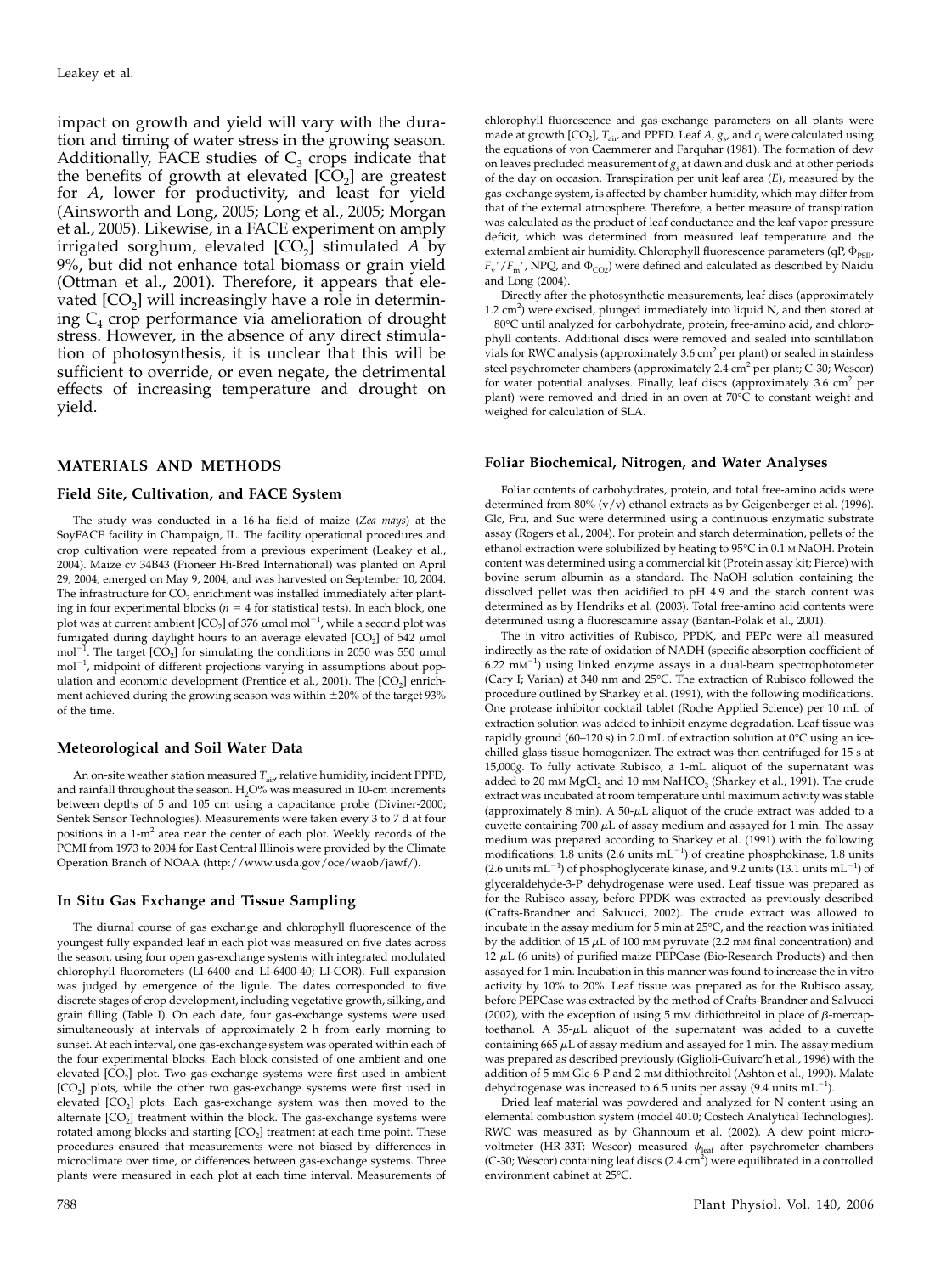impact on growth and yield will vary with the duration and timing of water stress in the growing season. Additionally, FACE studies of $C_3$ crops indicate that the benefits of growth at elevated [$CO_2$] are greatest for *A*, lower for productivity, and least for yield (Ainsworth and Long, 2005; Long et al., 2005; Morgan et al., 2005). Likewise, in a FACE experiment on amply irrigated sorghum, elevated [$CO_2$] stimulated *A* by 9%, but did not enhance total biomass or grain yield (Ottman et al., 2001). Therefore, it appears that elevated [$CO_2$] will increasingly have a role in determining $C_4$ crop performance via amelioration of drought stress. However, in the absence of any direct stimulation of photosynthesis, it is unclear that this will be sufficient to override, or even negate, the detrimental effects of increasing temperature and drought on yield.

## MATERIALS AND METHODS

### Field Site, Cultivation, and FACE System

The study was conducted in a 16-ha field of maize (*Zea mays*) at the SoyFACE facility in Champaign, IL. The facility operational procedures and crop cultivation were repeated from a previous experiment (Leakey et al., 2004). Maize cv 34B43 (Pioneer Hi-Bred International) was planted on April 29, 2004, emerged on May 9, 2004, and was harvested on September 10, 2004. The infrastructure for $CO_2$ enrichment was installed immediately after planting in four experimental blocks ($n = 4$ for statistical tests). In each block, one plot was at current ambient [$CO_2$] of 376 $\mu$mol mol$^{-1}$, while a second plot was fumigated during daylight hours to an average elevated [$CO_2$] of 542 $\mu$mol mol$^{-1}$. The target [$CO_2$] for simulating the conditions in 2050 was 550 $\mu$mol mol$^{-1}$, midpoint of different projections varying in assumptions about population and economic development (Prentice et al., 2001). The [$CO_2$] enrichment achieved during the growing season was within $\pm$20% of the target 93% of the time.

### Meteorological and Soil Water Data

An on-site weather station measured $T_{air}$, relative humidity, incident PPFD, and rainfall throughout the season. $H_2O$% was measured in 10-cm increments between depths of 5 and 105 cm using a capacitance probe (Diviner-2000; Sentek Sensor Technologies). Measurements were taken every 3 to 7 d at four positions in a 1-m$^2$ area near the center of each plot. Weekly records of the PCMI from 1973 to 2004 for East Central Illinois were provided by the Climate Operation Branch of NOAA (http://www.usda.gov/oce/waob/jawf/).

### In Situ Gas Exchange and Tissue Sampling

The diurnal course of gas exchange and chlorophyll fluorescence of the youngest fully expanded leaf in each plot was measured on five dates across the season, using four open gas-exchange systems with integrated modulated chlorophyll fluorimeters (LI-6400 and LI-6400-40; LI-COR). Full expansion was judged by emergence of the ligule. The dates corresponded to five discrete stages of crop development, including vegetative growth, silking, and grain filling (Table I). On each date, four gas-exchange systems were used simultaneously at intervals of approximately 2 h from early morning to sunset. At each interval, one gas-exchange system was operated within each of the four experimental blocks. Each block consisted of one ambient and one elevated [$CO_2$] plot. Two gas-exchange systems were first used in ambient [$CO_2$] plots, while the other two gas-exchange systems were first used in elevated [$CO_2$] plots. Each gas-exchange system was then moved to the alternate [$CO_2$] treatment within the block. The gas-exchange systems were rotated among blocks and starting [$CO_2$] treatment at each time point. These procedures ensured that measurements were not biased by differences in microclimate over time, or differences between gas-exchange systems. Three plants were measured in each plot at each time interval. Measurements of chlorophyll fluorescence and gas-exchange parameters on all plants were made at growth [$CO_2$], $T_{air}$, and PPFD. Leaf *A*, $g_s$, and $c_i$ were calculated using the equations of von Caemmerer and Farquhar (1981). The formation of dew on leaves precluded measurement of $g_s$ at dawn and dusk and at other periods of the day on occasion. Transpiration per unit leaf area (*E*), measured by the gas-exchange system, is affected by chamber humidity, which may differ from that of the external atmosphere. Therefore, a better measure of transpiration was calculated as the product of leaf conductance and the leaf vapor pressure deficit, which was determined from measured leaf temperature and the external ambient air humidity. Chlorophyll fluorescence parameters (qP, $\Phi_{PSII}$, $F_v'/F_m'$, NPQ, and $\Phi_{CO2}$) were defined and calculated as described by Naidu and Long (2004).

Directly after the photosynthetic measurements, leaf discs (approximately 1.2 cm$^2$) were excised, plunged immediately into liquid N, and then stored at $-80$°C until analyzed for carbohydrate, protein, free-amino acid, and chlorophyll contents. Additional discs were removed and sealed into scintillation vials for RWC analysis (approximately 3.6 cm$^2$ per plant) or sealed in stainless steel psychrometer chambers (approximately 2.4 cm$^2$ per plant; C-30; Wescor) for water potential analyses. Finally, leaf discs (approximately 3.6 cm$^2$ per plant) were removed and dried in an oven at 70°C to constant weight and weighed for calculation of SLA.

### Foliar Biochemical, Nitrogen, and Water Analyses

Foliar contents of carbohydrates, protein, and total free-amino acids were determined from 80% (v/v) ethanol extracts as by Geigenberger et al. (1996). Glc, Fru, and Suc were determined using a continuous enzymatic substrate assay (Rogers et al., 2004). For protein and starch determination, pellets of the ethanol extraction were solubilized by heating to 95°C in 0.1 M NaOH. Protein content was determined using a commercial kit (Protein assay kit; Pierce) with bovine serum albumin as a standard. The NaOH solution containing the dissolved pellet was then acidified to pH 4.9 and the starch content was determined as by Hendriks et al. (2003). Total free-amino acid contents were determined using a fluorescamine assay (Bantan-Polak et al., 2001).

The in vitro activities of Rubisco, PPDK, and PEPc were all measured indirectly as the rate of oxidation of NADH (specific absorption coefficient of 6.22 mM$^{-1}$) using linked enzyme assays in a dual-beam spectrophotometer (Cary I; Varian) at 340 nm and 25°C. The extraction of Rubisco followed the procedure outlined by Sharkey et al. (1991), with the following modifications. One protease inhibitor cocktail tablet (Roche Applied Science) per 10 mL of extraction solution was added to inhibit enzyme degradation. Leaf tissue was rapidly ground (60–120 s) in 2.0 mL of extraction solution at 0°C using an ice-chilled glass tissue homogenizer. The extract was then centrifuged for 15 s at 15,000*g*. To fully activate Rubisco, a 1-mL aliquot of the supernatant was added to 20 mM $MgCl_2$ and 10 mM $NaHCO_3$ (Sharkey et al., 1991). The crude extract was incubated at room temperature until maximum activity was stable (approximately 8 min). A 50-$\mu$L aliquot of the crude extract was added to a cuvette containing 700 $\mu$L of assay medium and assayed for 1 min. The assay medium was prepared according to Sharkey et al. (1991) with the following modifications: 1.8 units (2.6 units mL$^{-1}$) of creatine phosphokinase, 1.8 units (2.6 units mL$^{-1}$) of phosphoglycerate kinase, and 9.2 units (13.1 units mL$^{-1}$) of glyceraldehyde-3-P dehydrogenase were used. Leaf tissue was prepared as for the Rubisco assay, before PPDK was extracted as previously described (Crafts-Brandner and Salvucci, 2002). The crude extract was allowed to incubate in the assay medium for 5 min at 25°C, and the reaction was initiated by the addition of 15 $\mu$L of 100 mM pyruvate (2.2 mM final concentration) and 12 $\mu$L (6 units) of purified maize PEPCase (Bio-Research Products) and then assayed for 1 min. Incubation in this manner was found to increase the in vitro activity by 10% to 20%. Leaf tissue was prepared as for the Rubisco assay, before PEPCase was extracted by the method of Crafts-Brandner and Salvucci (2002), with the exception of using 5 mM dithiothreitol in place of $\beta$-mercaptoethanol. A 35-$\mu$L aliquot of the supernatant was added to a cuvette containing 665 $\mu$L of assay medium and assayed for 1 min. The assay medium was prepared as described previously (Giglioli-Guivarc'h et al., 1996) with the addition of 5 mM Glc-6-P and 2 mM dithiothreitol (Ashton et al., 1990). Malate dehydrogenase was increased to 6.5 units per assay (9.4 units mL$^{-1}$).

Dried leaf material was powdered and analyzed for N content using an elemental combustion system (model 4010; Costech Analytical Technologies). RWC was measured as by Ghannoum et al. (2002). A dew point microvoltmeter (HR-33T; Wescor) measured $\psi_{leaf}$ after psychrometer chambers (C-30; Wescor) containing leaf discs (2.4 cm$^2$) were equilibrated in a controlled environment cabinet at 25°C.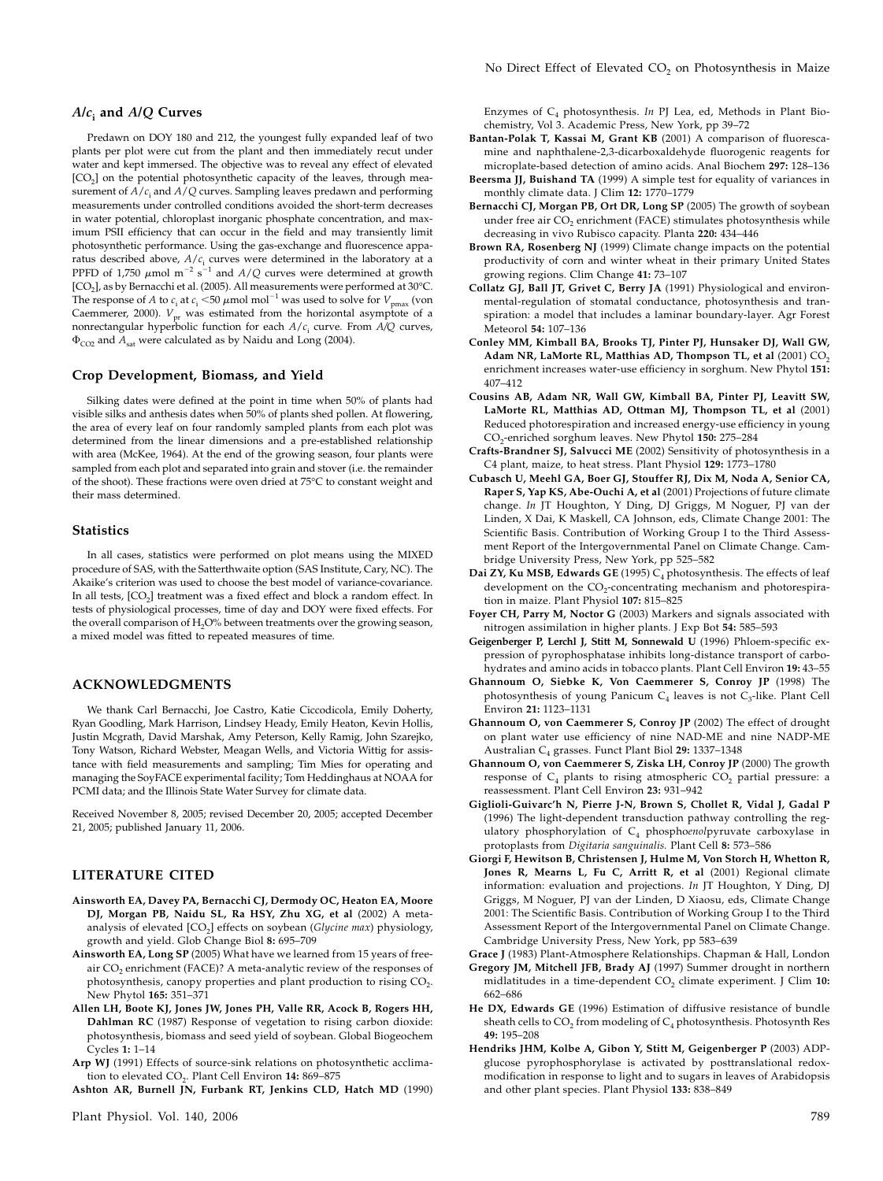### $A/c_i$ and $A/Q$ Curves

Predawn on DOY 180 and 212, the youngest fully expanded leaf of two plants per plot were cut from the plant and then immediately recut under water and kept immersed. The objective was to reveal any effect of elevated [$CO_2$] on the potential photosynthetic capacity of the leaves, through measurement of $A/c_i$ and $A/Q$ curves. Sampling leaves predawn and performing measurements under controlled conditions avoided the short-term decreases in water potential, chloroplast inorganic phosphate concentration, and maximum PSII efficiency that can occur in the field and may transiently limit photosynthetic performance. Using the gas-exchange and fluorescence apparatus described above, $A/c_i$ curves were determined in the laboratory at a PPFD of 1,750 $\mu$mol m$^{-2}$ s$^{-1}$ and $A/Q$ curves were determined at growth [$CO_2$], as by Bernacchi et al. (2005). All measurements were performed at 30°C. The response of $A$ to $c_i$ at $c_i$ <50 $\mu$mol mol$^{-1}$ was used to solve for $V_{pmax}$ (von Caemmerer, 2000). $V_{pr}$ was estimated from the horizontal asymptote of a nonrectangular hyperbolic function for each $A/c_i$ curve. From $A/Q$ curves, $\Phi_{CO2}$ and $A_{sat}$ were calculated as by Naidu and Long (2004).

### Crop Development, Biomass, and Yield

Silking dates were defined at the point in time when 50% of plants had visible silks and anthesis dates when 50% of plants shed pollen. At flowering, the area of every leaf on four randomly sampled plants from each plot was determined from the linear dimensions and a pre-established relationship with area (McKee, 1964). At the end of the growing season, four plants were sampled from each plot and separated into grain and stover (i.e. the remainder of the shoot). These fractions were oven dried at 75°C to constant weight and their mass determined.

### Statistics

In all cases, statistics were performed on plot means using the MIXED procedure of SAS, with the Satterthwaite option (SAS Institute, Cary, NC). The Akaike's criterion was used to choose the best model of variance-covariance. In all tests, [$CO_2$] treatment was a fixed effect and block a random effect. In tests of physiological processes, time of day and DOY were fixed effects. For the overall comparison of $H_2O$% between treatments over the growing season, a mixed model was fitted to repeated measures of time.

## ACKNOWLEDGMENTS

We thank Carl Bernacchi, Joe Castro, Katie Ciccodicola, Emily Doherty, Ryan Goodling, Mark Harrison, Lindsey Heady, Emily Heaton, Kevin Hollis, Justin Mcgrath, David Marshak, Amy Peterson, Kelly Ramig, John Szarejko, Tony Watson, Richard Webster, Meagan Wells, and Victoria Wittig for assistance with field measurements and sampling; Tim Mies for operating and managing the SoyFACE experimental facility; Tom Heddinghaus at NOAA for PCMI data; and the Illinois State Water Survey for climate data.

Received November 8, 2005; revised December 20, 2005; accepted December 21, 2005; published January 11, 2006.

## LITERATURE CITED

**Ainsworth EA, Davey PA, Bernacchi CJ, Dermody OC, Heaton EA, Moore DJ, Morgan PB, Naidu SL, Ra HSY, Zhu XG, et al** (2002) A meta-analysis of elevated [$CO_2$] effects on soybean (*Glycine max*) physiology, growth and yield. Glob Change Biol **8:** 695–709

**Ainsworth EA, Long SP** (2005) What have we learned from 15 years of free-air $CO_2$ enrichment (FACE)? A meta-analytic review of the responses of photosynthesis, canopy properties and plant production to rising $CO_2$. New Phytol **165:** 351–371

**Allen LH, Boote KJ, Jones JW, Jones PH, Valle RR, Acock B, Rogers HH, Dahlman RC** (1987) Response of vegetation to rising carbon dioxide: photosynthesis, biomass and seed yield of soybean. Global Biogeochem Cycles **1:** 1–14

**Arp WJ** (1991) Effects of source-sink relations on photosynthetic acclimation to elevated $CO_2$. Plant Cell Environ **14:** 869–875

**Ashton AR, Burnell JN, Furbank RT, Jenkins CLD, Hatch MD** (1990) Enzymes of $C_4$ photosynthesis. *In* PJ Lea, ed, Methods in Plant Biochemistry, Vol 3. Academic Press, New York, pp 39–72

**Bantan-Polak T, Kassai M, Grant KB** (2001) A comparison of fluorescamine and naphthalene-2,3-dicarboxaldehyde fluorogenic reagents for microplate-based detection of amino acids. Anal Biochem **297:** 128–136

**Beersma JJ, Buishand TA** (1999) A simple test for equality of variances in monthly climate data. J Clim **12:** 1770–1779

**Bernacchi CJ, Morgan PB, Ort DR, Long SP** (2005) The growth of soybean under free air $CO_2$ enrichment (FACE) stimulates photosynthesis while decreasing in vivo Rubisco capacity. Planta **220:** 434–446

**Brown RA, Rosenberg NJ** (1999) Climate change impacts on the potential productivity of corn and winter wheat in their primary United States growing regions. Clim Change **41:** 73–107

**Collatz GJ, Ball JT, Grivet C, Berry JA** (1991) Physiological and environmental-regulation of stomatal conductance, photosynthesis and transpiration: a model that includes a laminar boundary-layer. Agr Forest Meteorol **54:** 107–136

**Conley MM, Kimball BA, Brooks TJ, Pinter PJ, Hunsaker DJ, Wall GW, Adam NR, LaMorte RL, Matthias AD, Thompson TL, et al** (2001) $CO_2$ enrichment increases water-use efficiency in sorghum. New Phytol **151:** 407–412

**Cousins AB, Adam NR, Wall GW, Kimball BA, Pinter PJ, Leavitt SW, LaMorte RL, Matthias AD, Ottman MJ, Thompson TL, et al** (2001) Reduced photorespiration and increased energy-use efficiency in young $CO_2$-enriched sorghum leaves. New Phytol **150:** 275–284

**Crafts-Brandner SJ, Salvucci ME** (2002) Sensitivity of photosynthesis in a C4 plant, maize, to heat stress. Plant Physiol **129:** 1773–1780

**Cubasch U, Meehl GA, Boer GJ, Stouffer RJ, Dix M, Noda A, Senior CA, Raper S, Yap KS, Abe-Ouchi A, et al** (2001) Projections of future climate change. *In* JT Houghton, Y Ding, DJ Griggs, M Noguer, PJ van der Linden, X Dai, K Maskell, CA Johnson, eds, Climate Change 2001: The Scientific Basis. Contribution of Working Group I to the Third Assessment Report of the Intergovernmental Panel on Climate Change. Cambridge University Press, New York, pp 525–582

**Dai ZY, Ku MSB, Edwards GE** (1995) $C_4$ photosynthesis. The effects of leaf development on the $CO_2$-concentrating mechanism and photorespiration in maize. Plant Physiol **107:** 815–825

**Foyer CH, Parry M, Noctor G** (2003) Markers and signals associated with nitrogen assimilation in higher plants. J Exp Bot **54:** 585–593

**Geigenberger P, Lerchl J, Stitt M, Sonnewald U** (1996) Phloem-specific expression of pyrophosphatase inhibits long-distance transport of carbohydrates and amino acids in tobacco plants. Plant Cell Environ **19:** 43–55

**Ghannoum O, Siebke K, Von Caemmerer S, Conroy JP** (1998) The photosynthesis of young Panicum $C_4$ leaves is not $C_3$-like. Plant Cell Environ **21:** 1123–1131

**Ghannoum O, von Caemmerer S, Conroy JP** (2002) The effect of drought on plant water use efficiency of nine NAD-ME and nine NADP-ME Australian $C_4$ grasses. Funct Plant Biol **29:** 1337–1348

**Ghannoum O, von Caemmerer S, Ziska LH, Conroy JP** (2000) The growth response of $C_4$ plants to rising atmospheric $CO_2$ partial pressure: a reassessment. Plant Cell Environ **23:** 931–942

**Giglioli-Guivarc'h N, Pierre J-N, Brown S, Chollet R, Vidal J, Gadal P** (1996) The light-dependent transduction pathway controlling the regulatory phosphorylation of $C_4$ phospho*enol*pyruvate carboxylase in protoplasts from *Digitaria sanguinalis.* Plant Cell **8:** 573–586

**Giorgi F, Hewitson B, Christensen J, Hulme M, Von Storch H, Whetton R, Jones R, Mearns L, Fu C, Arritt R, et al** (2001) Regional climate information: evaluation and projections. *In* JT Houghton, Y Ding, DJ Griggs, M Noguer, PJ van der Linden, D Xiaosu, eds, Climate Change 2001: The Scientific Basis. Contribution of Working Group I to the Third Assessment Report of the Intergovernmental Panel on Climate Change. Cambridge University Press, New York, pp 583–639

**Grace J** (1983) Plant-Atmosphere Relationships. Chapman & Hall, London

**Gregory JM, Mitchell JFB, Brady AJ** (1997) Summer drought in northern midlatitudes in a time-dependent $CO_2$ climate experiment. J Clim **10:** 662–686

**He DX, Edwards GE** (1996) Estimation of diffusive resistance of bundle sheath cells to $CO_2$ from modeling of $C_4$ photosynthesis. Photosynth Res **49:** 195–208

**Hendriks JHM, Kolbe A, Gibon Y, Stitt M, Geigenberger P** (2003) ADP-glucose pyrophosphorylase is activated by posttranslational redox-modification in response to light and to sugars in leaves of Arabidopsis and other plant species. Plant Physiol **133:** 838–849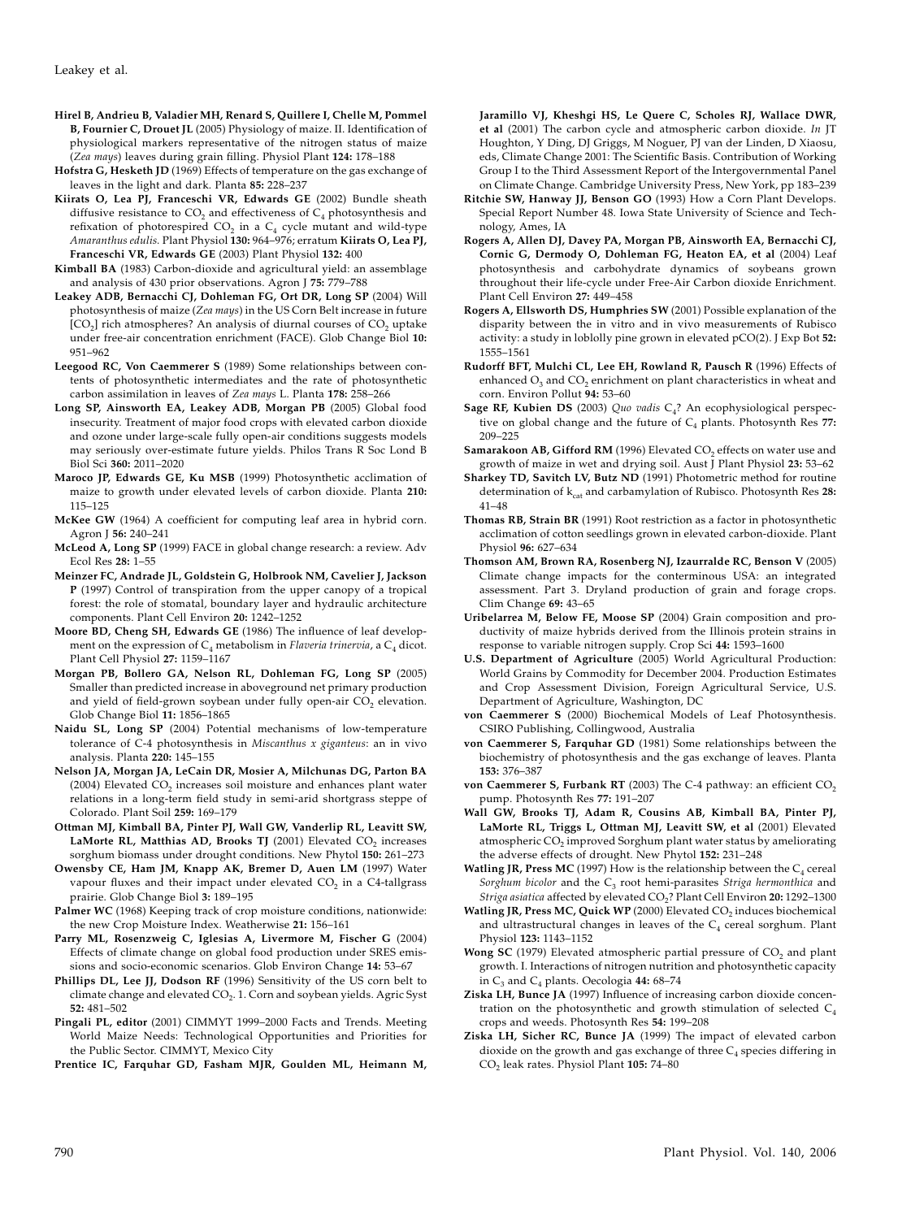**Hirel B, Andrieu B, Valadier MH, Renard S, Quillere I, Chelle M, Pommel B, Fournier C, Drouet JL** (2005) Physiology of maize. II. Identification of physiological markers representative of the nitrogen status of maize (*Zea mays*) leaves during grain filling. Physiol Plant **124:** 178–188

**Hofstra G, Hesketh JD** (1969) Effects of temperature on the gas exchange of leaves in the light and dark. Planta **85:** 228–237

**Kiirats O, Lea PJ, Franceschi VR, Edwards GE** (2002) Bundle sheath diffusive resistance to $CO_2$ and effectiveness of $C_4$ photosynthesis and refixation of photorespired $CO_2$ in a $C_4$ cycle mutant and wild-type *Amaranthus edulis*. Plant Physiol **130:** 964–976; erratum **Kiirats O, Lea PJ, Franceschi VR, Edwards GE** (2003) Plant Physiol **132:** 400

**Kimball BA** (1983) Carbon-dioxide and agricultural yield: an assemblage and analysis of 430 prior observations. Agron J **75:** 779–788

**Leakey ADB, Bernacchi CJ, Dohleman FG, Ort DR, Long SP** (2004) Will photosynthesis of maize (*Zea mays*) in the US Corn Belt increase in future $[CO_2]$ rich atmospheres? An analysis of diurnal courses of $CO_2$ uptake under free-air concentration enrichment (FACE). Glob Change Biol **10:** 951–962

**Leegood RC, Von Caemmerer S** (1989) Some relationships between contents of photosynthetic intermediates and the rate of photosynthetic carbon assimilation in leaves of *Zea mays* L. Planta **178:** 258–266

**Long SP, Ainsworth EA, Leakey ADB, Morgan PB** (2005) Global food insecurity. Treatment of major food crops with elevated carbon dioxide and ozone under large-scale fully open-air conditions suggests models may seriously over-estimate future yields. Philos Trans R Soc Lond B Biol Sci **360:** 2011–2020

**Maroco JP, Edwards GE, Ku MSB** (1999) Photosynthetic acclimation of maize to growth under elevated levels of carbon dioxide. Planta **210:** 115–125

**McKee GW** (1964) A coefficient for computing leaf area in hybrid corn. Agron J **56:** 240–241

**McLeod A, Long SP** (1999) FACE in global change research: a review. Adv Ecol Res **28:** 1–55

**Meinzer FC, Andrade JL, Goldstein G, Holbrook NM, Cavelier J, Jackson P** (1997) Control of transpiration from the upper canopy of a tropical forest: the role of stomatal, boundary layer and hydraulic architecture components. Plant Cell Environ **20:** 1242–1252

**Moore BD, Cheng SH, Edwards GE** (1986) The influence of leaf development on the expression of $C_4$ metabolism in *Flaveria trinervia*, a $C_4$ dicot. Plant Cell Physiol **27:** 1159–1167

**Morgan PB, Bollero GA, Nelson RL, Dohleman FG, Long SP** (2005) Smaller than predicted increase in aboveground net primary production and yield of field-grown soybean under fully open-air $CO_2$ elevation. Glob Change Biol **11:** 1856–1865

**Naidu SL, Long SP** (2004) Potential mechanisms of low-temperature tolerance of C-4 photosynthesis in *Miscanthus x giganteus*: an in vivo analysis. Planta **220:** 145–155

**Nelson JA, Morgan JA, LeCain DR, Mosier A, Milchunas DG, Parton BA** (2004) Elevated $CO_2$ increases soil moisture and enhances plant water relations in a long-term field study in semi-arid shortgrass steppe of Colorado. Plant Soil **259:** 169–179

**Ottman MJ, Kimball BA, Pinter PJ, Wall GW, Vanderlip RL, Leavitt SW, LaMorte RL, Matthias AD, Brooks TJ** (2001) Elevated $CO_2$ increases sorghum biomass under drought conditions. New Phytol **150:** 261–273

**Owensby CE, Ham JM, Knapp AK, Bremer D, Auen LM** (1997) Water vapour fluxes and their impact under elevated $CO_2$ in a C4-tallgrass prairie. Glob Change Biol **3:** 189–195

**Palmer WC** (1968) Keeping track of crop moisture conditions, nationwide: the new Crop Moisture Index. Weatherwise **21:** 156–161

**Parry ML, Rosenzweig C, Iglesias A, Livermore M, Fischer G** (2004) Effects of climate change on global food production under SRES emissions and socio-economic scenarios. Glob Environ Change **14:** 53–67

**Phillips DL, Lee JJ, Dodson RF** (1996) Sensitivity of the US corn belt to climate change and elevated $CO_2$. 1. Corn and soybean yields. Agric Syst **52:** 481–502

**Pingali PL, editor** (2001) CIMMYT 1999–2000 Facts and Trends. Meeting World Maize Needs: Technological Opportunities and Priorities for the Public Sector. CIMMYT, Mexico City

**Prentice IC, Farquhar GD, Fasham MJR, Goulden ML, Heimann M, Jaramillo VJ, Kheshgi HS, Le Quere C, Scholes RJ, Wallace DWR, et al** (2001) The carbon cycle and atmospheric carbon dioxide. *In* JT Houghton, Y Ding, DJ Griggs, M Noguer, PJ van der Linden, D Xiaosu, eds, Climate Change 2001: The Scientific Basis. Contribution of Working Group I to the Third Assessment Report of the Intergovernmental Panel on Climate Change. Cambridge University Press, New York, pp 183–239

**Ritchie SW, Hanway JJ, Benson GO** (1993) How a Corn Plant Develops. Special Report Number 48. Iowa State University of Science and Technology, Ames, IA

**Rogers A, Allen DJ, Davey PA, Morgan PB, Ainsworth EA, Bernacchi CJ, Cornic G, Dermody O, Dohleman FG, Heaton EA, et al** (2004) Leaf photosynthesis and carbohydrate dynamics of soybeans grown throughout their life-cycle under Free-Air Carbon dioxide Enrichment. Plant Cell Environ **27:** 449–458

**Rogers A, Ellsworth DS, Humphries SW** (2001) Possible explanation of the disparity between the in vitro and in vivo measurements of Rubisco activity: a study in loblolly pine grown in elevated pCO(2). J Exp Bot **52:** 1555–1561

**Rudorff BFT, Mulchi CL, Lee EH, Rowland R, Pausch R** (1996) Effects of enhanced $O_3$ and $CO_2$ enrichment on plant characteristics in wheat and corn. Environ Pollut **94:** 53–60

**Sage RF, Kubien DS** (2003) *Quo vadis* $C_4$? An ecophysiological perspective on global change and the future of $C_4$ plants. Photosynth Res **77:** 209–225

**Samarakoon AB, Gifford RM** (1996) Elevated $CO_2$ effects on water use and growth of maize in wet and drying soil. Aust J Plant Physiol **23:** 53–62

**Sharkey TD, Savitch LV, Butz ND** (1991) Photometric method for routine determination of $k_{cat}$ and carbamylation of Rubisco. Photosynth Res **28:** 41–48

**Thomas RB, Strain BR** (1991) Root restriction as a factor in photosynthetic acclimation of cotton seedlings grown in elevated carbon-dioxide. Plant Physiol **96:** 627–634

**Thomson AM, Brown RA, Rosenberg NJ, Izaurralde RC, Benson V** (2005) Climate change impacts for the conterminous USA: an integrated assessment. Part 3. Dryland production of grain and forage crops. Clim Change **69:** 43–65

**Uribelarrea M, Below FE, Moose SP** (2004) Grain composition and productivity of maize hybrids derived from the Illinois protein strains in response to variable nitrogen supply. Crop Sci **44:** 1593–1600

**U.S. Department of Agriculture** (2005) World Agricultural Production: World Grains by Commodity for December 2004. Production Estimates and Crop Assessment Division, Foreign Agricultural Service, U.S. Department of Agriculture, Washington, DC

**von Caemmerer S** (2000) Biochemical Models of Leaf Photosynthesis. CSIRO Publishing, Collingwood, Australia

**von Caemmerer S, Farquhar GD** (1981) Some relationships between the biochemistry of photosynthesis and the gas exchange of leaves. Planta **153:** 376–387

**von Caemmerer S, Furbank RT** (2003) The C-4 pathway: an efficient $CO_2$ pump. Photosynth Res **77:** 191–207

**Wall GW, Brooks TJ, Adam R, Cousins AB, Kimball BA, Pinter PJ, LaMorte RL, Triggs L, Ottman MJ, Leavitt SW, et al** (2001) Elevated atmospheric $CO_2$ improved Sorghum plant water status by ameliorating the adverse effects of drought. New Phytol **152:** 231–248

**Watling JR, Press MC** (1997) How is the relationship between the $C_4$ cereal *Sorghum bicolor* and the $C_3$ root hemi-parasites *Striga hermonthica* and *Striga asiatica* affected by elevated $CO_2$? Plant Cell Environ **20:** 1292–1300

**Watling JR, Press MC, Quick WP** (2000) Elevated $CO_2$ induces biochemical and ultrastructural changes in leaves of the $C_4$ cereal sorghum. Plant Physiol **123:** 1143–1152

**Wong SC** (1979) Elevated atmospheric partial pressure of $CO_2$ and plant growth. I. Interactions of nitrogen nutrition and photosynthetic capacity in $C_3$ and $C_4$ plants. Oecologia **44:** 68–74

**Ziska LH, Bunce JA** (1997) Influence of increasing carbon dioxide concentration on the photosynthetic and growth stimulation of selected $C_4$ crops and weeds. Photosynth Res **54:** 199–208

**Ziska LH, Sicher RC, Bunce JA** (1999) The impact of elevated carbon dioxide on the growth and gas exchange of three $C_4$ species differing in $CO_2$ leak rates. Physiol Plant **105:** 74–80